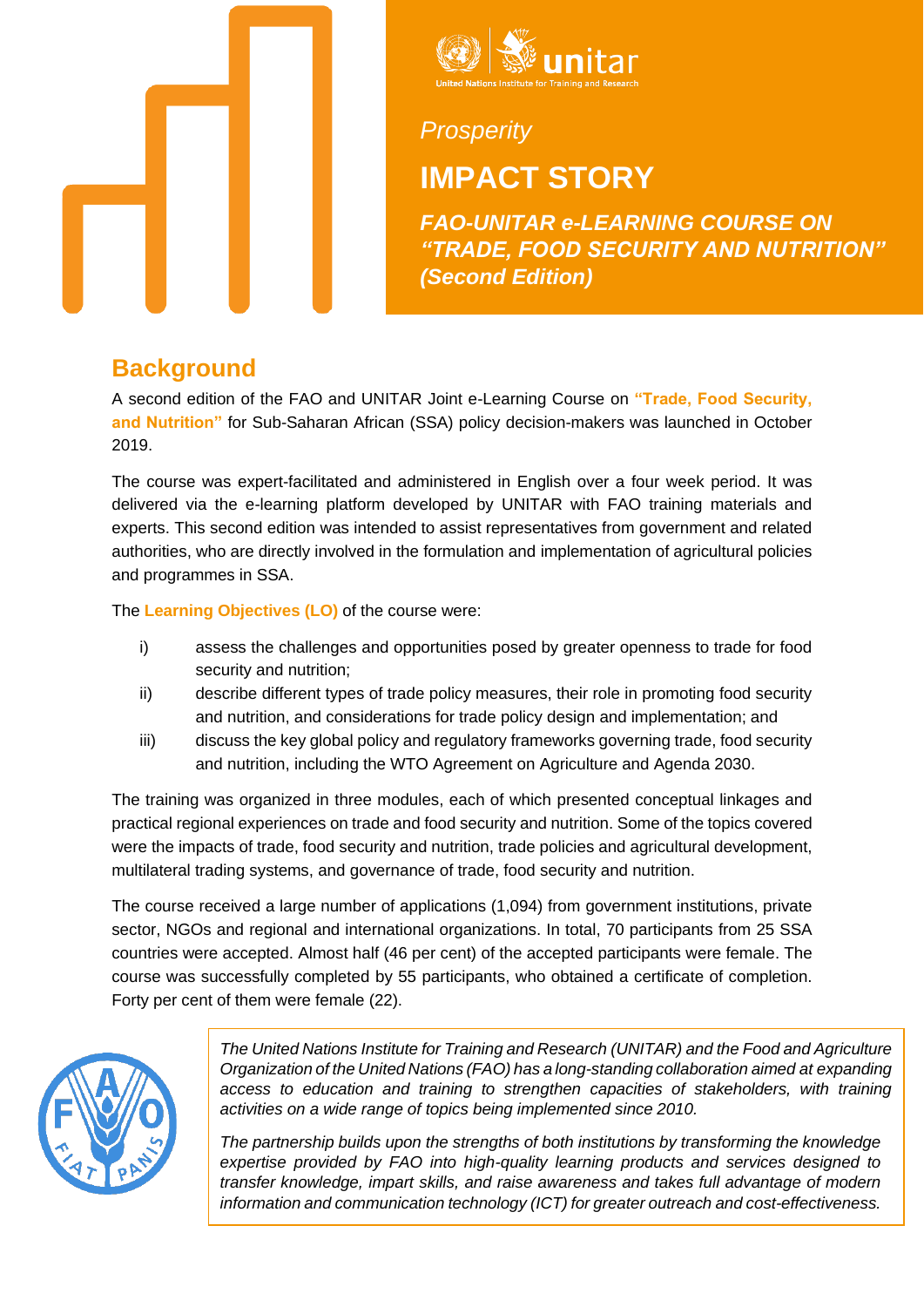*Prosperity*

# IMPACT STORY

***FAO-UNITAR e-LEARNING COURSE ON "TRADE, FOOD SECURITY AND NUTRITION" (Second Edition)***

## Background

A second edition of the FAO and UNITAR Joint e-Learning Course on **"Trade, Food Security, and Nutrition"** for Sub-Saharan African (SSA) policy decision-makers was launched in October 2019.

The course was expert-facilitated and administered in English over a four week period. It was delivered via the e-learning platform developed by UNITAR with FAO training materials and experts. This second edition was intended to assist representatives from government and related authorities, who are directly involved in the formulation and implementation of agricultural policies and programmes in SSA.

The **Learning Objectives (LO)** of the course were:

i) assess the challenges and opportunities posed by greater openness to trade for food security and nutrition;
ii) describe different types of trade policy measures, their role in promoting food security and nutrition, and considerations for trade policy design and implementation; and
iii) discuss the key global policy and regulatory frameworks governing trade, food security and nutrition, including the WTO Agreement on Agriculture and Agenda 2030.

The training was organized in three modules, each of which presented conceptual linkages and practical regional experiences on trade and food security and nutrition. Some of the topics covered were the impacts of trade, food security and nutrition, trade policies and agricultural development, multilateral trading systems, and governance of trade, food security and nutrition.

The course received a large number of applications (1,094) from government institutions, private sector, NGOs and regional and international organizations. In total, 70 participants from 25 SSA countries were accepted. Almost half (46 per cent) of the accepted participants were female. The course was successfully completed by 55 participants, who obtained a certificate of completion. Forty per cent of them were female (22).

*The United Nations Institute for Training and Research (UNITAR) and the Food and Agriculture Organization of the United Nations (FAO) has a long-standing collaboration aimed at expanding access to education and training to strengthen capacities of stakeholders, with training activities on a wide range of topics being implemented since 2010.*

*The partnership builds upon the strengths of both institutions by transforming the knowledge expertise provided by FAO into high-quality learning products and services designed to transfer knowledge, impart skills, and raise awareness and takes full advantage of modern information and communication technology (ICT) for greater outreach and cost-effectiveness.*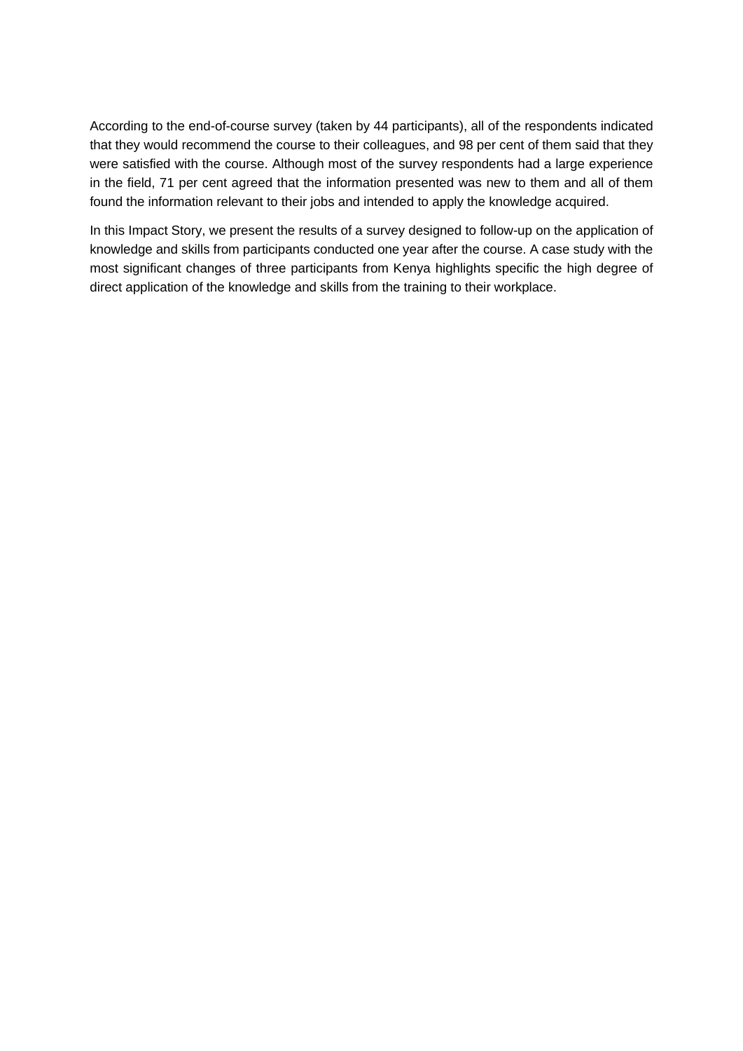According to the end-of-course survey (taken by 44 participants), all of the respondents indicated that they would recommend the course to their colleagues, and 98 per cent of them said that they were satisfied with the course. Although most of the survey respondents had a large experience in the field, 71 per cent agreed that the information presented was new to them and all of them found the information relevant to their jobs and intended to apply the knowledge acquired.

In this Impact Story, we present the results of a survey designed to follow-up on the application of knowledge and skills from participants conducted one year after the course. A case study with the most significant changes of three participants from Kenya highlights specific the high degree of direct application of the knowledge and skills from the training to their workplace.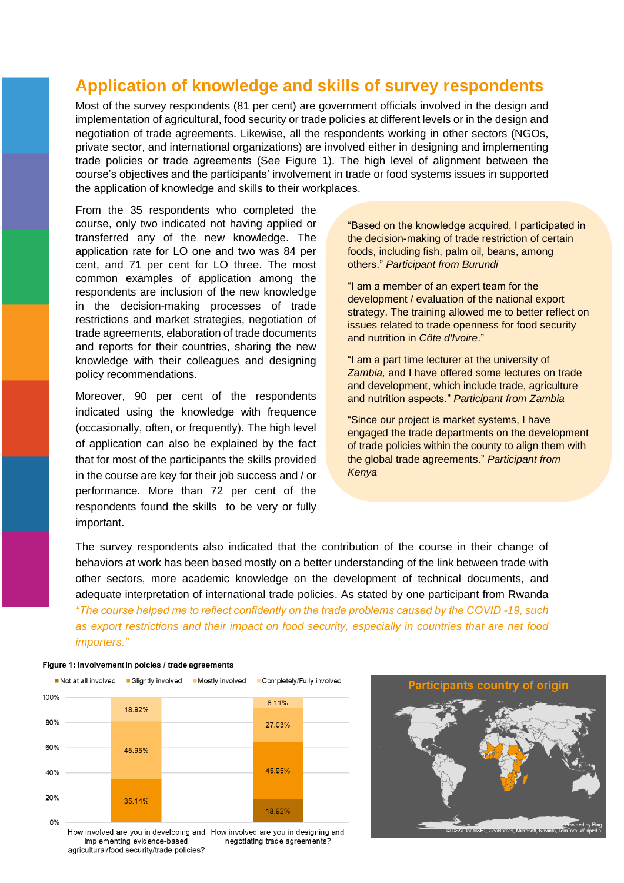# Application of knowledge and skills of survey respondents

Most of the survey respondents (81 per cent) are government officials involved in the design and implementation of agricultural, food security or trade policies at different levels or in the design and negotiation of trade agreements. Likewise, all the respondents working in other sectors (NGOs, private sector, and international organizations) are involved either in designing and implementing trade policies or trade agreements (See Figure 1). The high level of alignment between the course's objectives and the participants' involvement in trade or food systems issues in supported the application of knowledge and skills to their workplaces.

From the 35 respondents who completed the course, only two indicated not having applied or transferred any of the new knowledge. The application rate for LO one and two was 84 per cent, and 71 per cent for LO three. The most common examples of application among the respondents are inclusion of the new knowledge in the decision-making processes of trade restrictions and market strategies, negotiation of trade agreements, elaboration of trade documents and reports for their countries, sharing the new knowledge with their colleagues and designing policy recommendations.

Moreover, 90 per cent of the respondents indicated using the knowledge with frequence (occasionally, often, or frequently). The high level of application can also be explained by the fact that for most of the participants the skills provided in the course are key for their job success and / or performance. More than 72 per cent of the respondents found the skills to be very or fully important.

"Based on the knowledge acquired, I participated in the decision-making of trade restriction of certain foods, including fish, palm oil, beans, among others." *Participant from Burundi*

"I am a member of an expert team for the development / evaluation of the national export strategy. The training allowed me to better reflect on issues related to trade openness for food security and nutrition in *Côte d'Ivoire*."

"I am a part time lecturer at the university of *Zambia,* and I have offered some lectures on trade and development, which include trade, agriculture and nutrition aspects." *Participant from Zambia*

"Since our project is market systems, I have engaged the trade departments on the development of trade policies within the county to align them with the global trade agreements." *Participant from Kenya*

The survey respondents also indicated that the contribution of the course in their change of behaviors at work has been based mostly on a better understanding of the link between trade with other sectors, more academic knowledge on the development of technical documents, and adequate interpretation of international trade policies. As stated by one participant from Rwanda *"The course helped me to reflect confidently on the trade problems caused by the COVID -19, such as export restrictions and their impact on food security, especially in countries that are net food importers."*

**Figure 1: Involvement in polcies / trade agreements**

| | Not at all involved | Slightly involved | Mostly involved | Completely/Fully involved |
|---|---|---|---|---|
| How involved are you in developing and implementing evidence-based agricultural/food security/trade policies? | | 35.14% | 45.95% | 18.92% |
| How involved are you in designing and negotiating trade agreements? | 18.92% | 45.95% | 27.03% | 8.11% |

**Participants country of origin**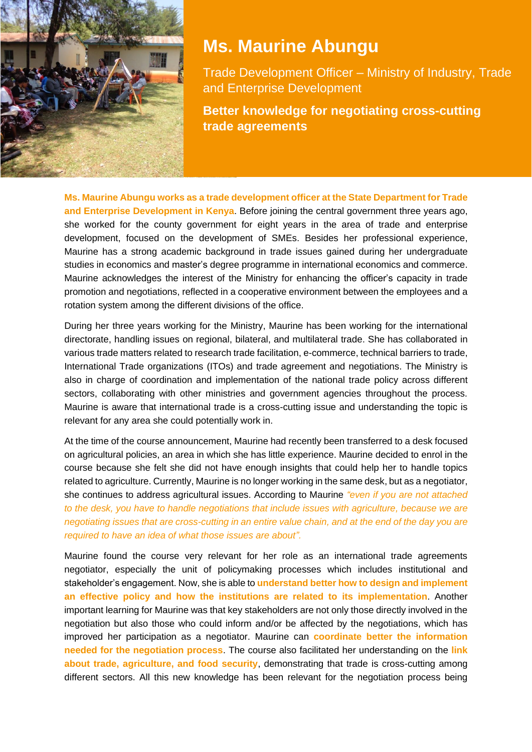# Ms. Maurine Abungu

Trade Development Officer – Ministry of Industry, Trade and Enterprise Development

**Better knowledge for negotiating cross-cutting trade agreements**

**Ms. Maurine Abungu works as a trade development officer at the State Department for Trade and Enterprise Development in Kenya**. Before joining the central government three years ago, she worked for the county government for eight years in the area of trade and enterprise development, focused on the development of SMEs. Besides her professional experience, Maurine has a strong academic background in trade issues gained during her undergraduate studies in economics and master's degree programme in international economics and commerce. Maurine acknowledges the interest of the Ministry for enhancing the officer's capacity in trade promotion and negotiations, reflected in a cooperative environment between the employees and a rotation system among the different divisions of the office.

During her three years working for the Ministry, Maurine has been working for the international directorate, handling issues on regional, bilateral, and multilateral trade. She has collaborated in various trade matters related to research trade facilitation, e-commerce, technical barriers to trade, International Trade organizations (ITOs) and trade agreement and negotiations. The Ministry is also in charge of coordination and implementation of the national trade policy across different sectors, collaborating with other ministries and government agencies throughout the process. Maurine is aware that international trade is a cross-cutting issue and understanding the topic is relevant for any area she could potentially work in.

At the time of the course announcement, Maurine had recently been transferred to a desk focused on agricultural policies, an area in which she has little experience. Maurine decided to enrol in the course because she felt she did not have enough insights that could help her to handle topics related to agriculture. Currently, Maurine is no longer working in the same desk, but as a negotiator, she continues to address agricultural issues. According to Maurine *"even if you are not attached to the desk, you have to handle negotiations that include issues with agriculture, because we are negotiating issues that are cross-cutting in an entire value chain, and at the end of the day you are required to have an idea of what those issues are about".*

Maurine found the course very relevant for her role as an international trade agreements negotiator, especially the unit of policymaking processes which includes institutional and stakeholder's engagement. Now, she is able to **understand better how to design and implement an effective policy and how the institutions are related to its implementation**. Another important learning for Maurine was that key stakeholders are not only those directly involved in the negotiation but also those who could inform and/or be affected by the negotiations, which has improved her participation as a negotiator. Maurine can **coordinate better the information needed for the negotiation process**. The course also facilitated her understanding on the **link about trade, agriculture, and food security**, demonstrating that trade is cross-cutting among different sectors. All this new knowledge has been relevant for the negotiation process being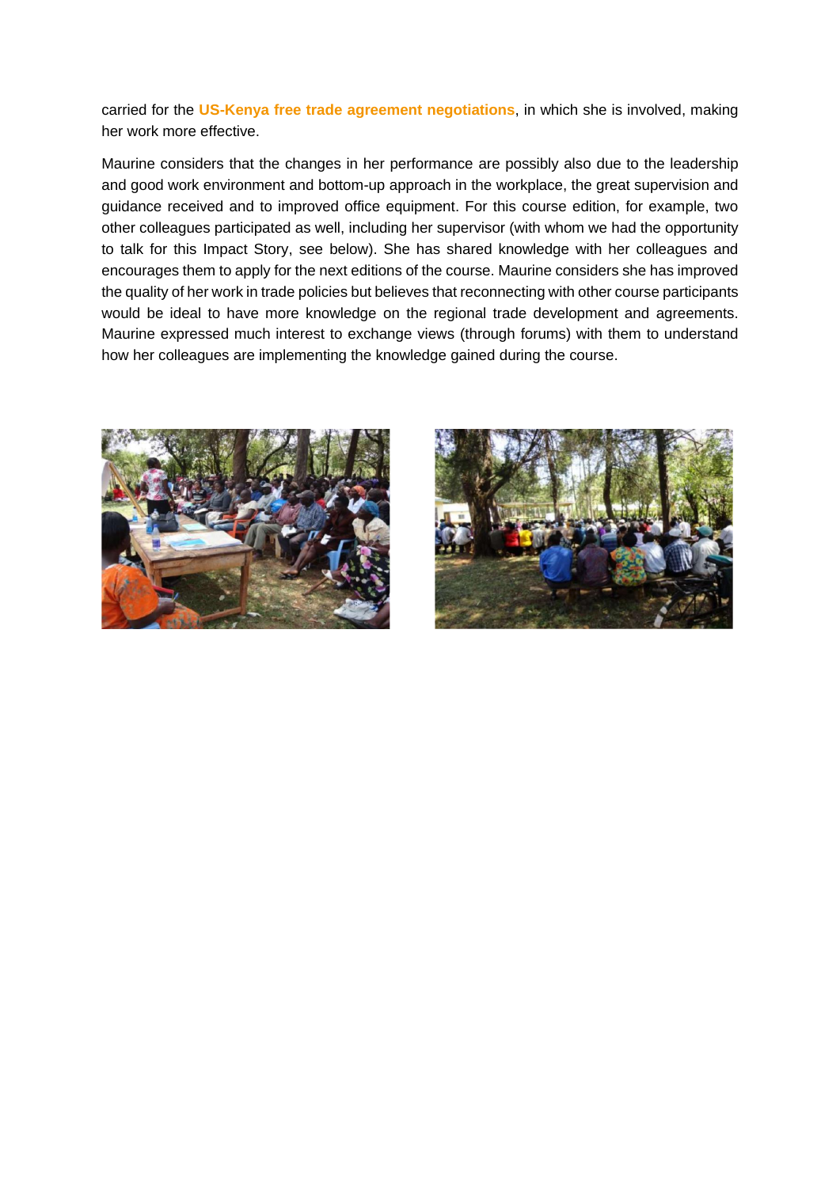carried for the **US-Kenya free trade agreement negotiations**, in which she is involved, making her work more effective.

Maurine considers that the changes in her performance are possibly also due to the leadership and good work environment and bottom-up approach in the workplace, the great supervision and guidance received and to improved office equipment. For this course edition, for example, two other colleagues participated as well, including her supervisor (with whom we had the opportunity to talk for this Impact Story, see below). She has shared knowledge with her colleagues and encourages them to apply for the next editions of the course. Maurine considers she has improved the quality of her work in trade policies but believes that reconnecting with other course participants would be ideal to have more knowledge on the regional trade development and agreements. Maurine expressed much interest to exchange views (through forums) with them to understand how her colleagues are implementing the knowledge gained during the course.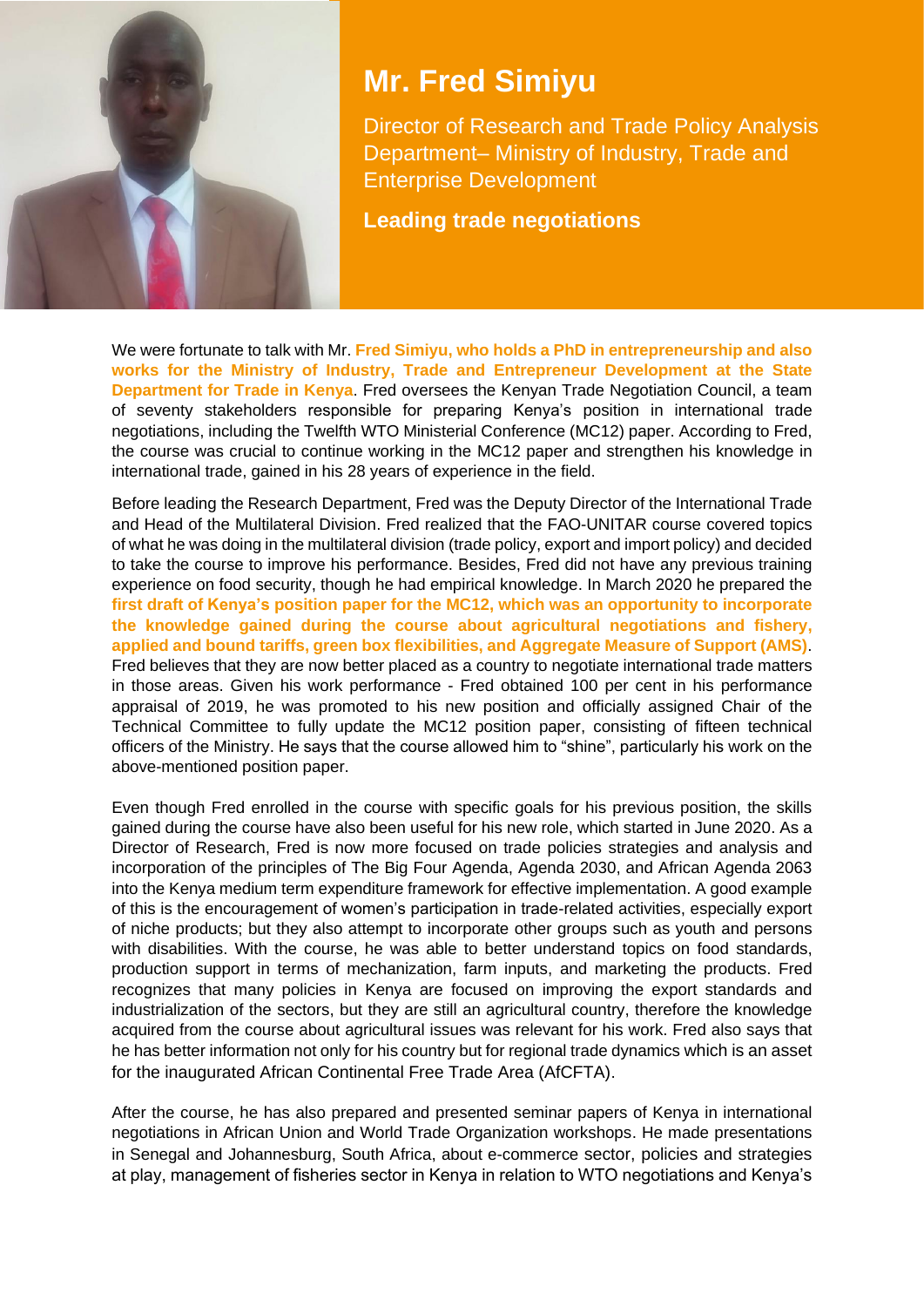# Mr. Fred Simiyu

Director of Research and Trade Policy Analysis Department– Ministry of Industry, Trade and Enterprise Development

**Leading trade negotiations**

We were fortunate to talk with Mr. **Fred Simiyu, who holds a PhD in entrepreneurship and also works for the Ministry of Industry, Trade and Entrepreneur Development at the State Department for Trade in Kenya**. Fred oversees the Kenyan Trade Negotiation Council, a team of seventy stakeholders responsible for preparing Kenya's position in international trade negotiations, including the Twelfth WTO Ministerial Conference (MC12) paper. According to Fred, the course was crucial to continue working in the MC12 paper and strengthen his knowledge in international trade, gained in his 28 years of experience in the field.

Before leading the Research Department, Fred was the Deputy Director of the International Trade and Head of the Multilateral Division. Fred realized that the FAO-UNITAR course covered topics of what he was doing in the multilateral division (trade policy, export and import policy) and decided to take the course to improve his performance. Besides, Fred did not have any previous training experience on food security, though he had empirical knowledge. In March 2020 he prepared the **first draft of Kenya's position paper for the MC12, which was an opportunity to incorporate the knowledge gained during the course about agricultural negotiations and fishery, applied and bound tariffs, green box flexibilities, and Aggregate Measure of Support (AMS)**. Fred believes that they are now better placed as a country to negotiate international trade matters in those areas. Given his work performance - Fred obtained 100 per cent in his performance appraisal of 2019, he was promoted to his new position and officially assigned Chair of the Technical Committee to fully update the MC12 position paper, consisting of fifteen technical officers of the Ministry. He says that the course allowed him to "shine", particularly his work on the above-mentioned position paper.

Even though Fred enrolled in the course with specific goals for his previous position, the skills gained during the course have also been useful for his new role, which started in June 2020. As a Director of Research, Fred is now more focused on trade policies strategies and analysis and incorporation of the principles of The Big Four Agenda, Agenda 2030, and African Agenda 2063 into the Kenya medium term expenditure framework for effective implementation. A good example of this is the encouragement of women's participation in trade-related activities, especially export of niche products; but they also attempt to incorporate other groups such as youth and persons with disabilities. With the course, he was able to better understand topics on food standards, production support in terms of mechanization, farm inputs, and marketing the products. Fred recognizes that many policies in Kenya are focused on improving the export standards and industrialization of the sectors, but they are still an agricultural country, therefore the knowledge acquired from the course about agricultural issues was relevant for his work. Fred also says that he has better information not only for his country but for regional trade dynamics which is an asset for the inaugurated African Continental Free Trade Area (AfCFTA).

After the course, he has also prepared and presented seminar papers of Kenya in international negotiations in African Union and World Trade Organization workshops. He made presentations in Senegal and Johannesburg, South Africa, about e-commerce sector, policies and strategies at play, management of fisheries sector in Kenya in relation to WTO negotiations and Kenya's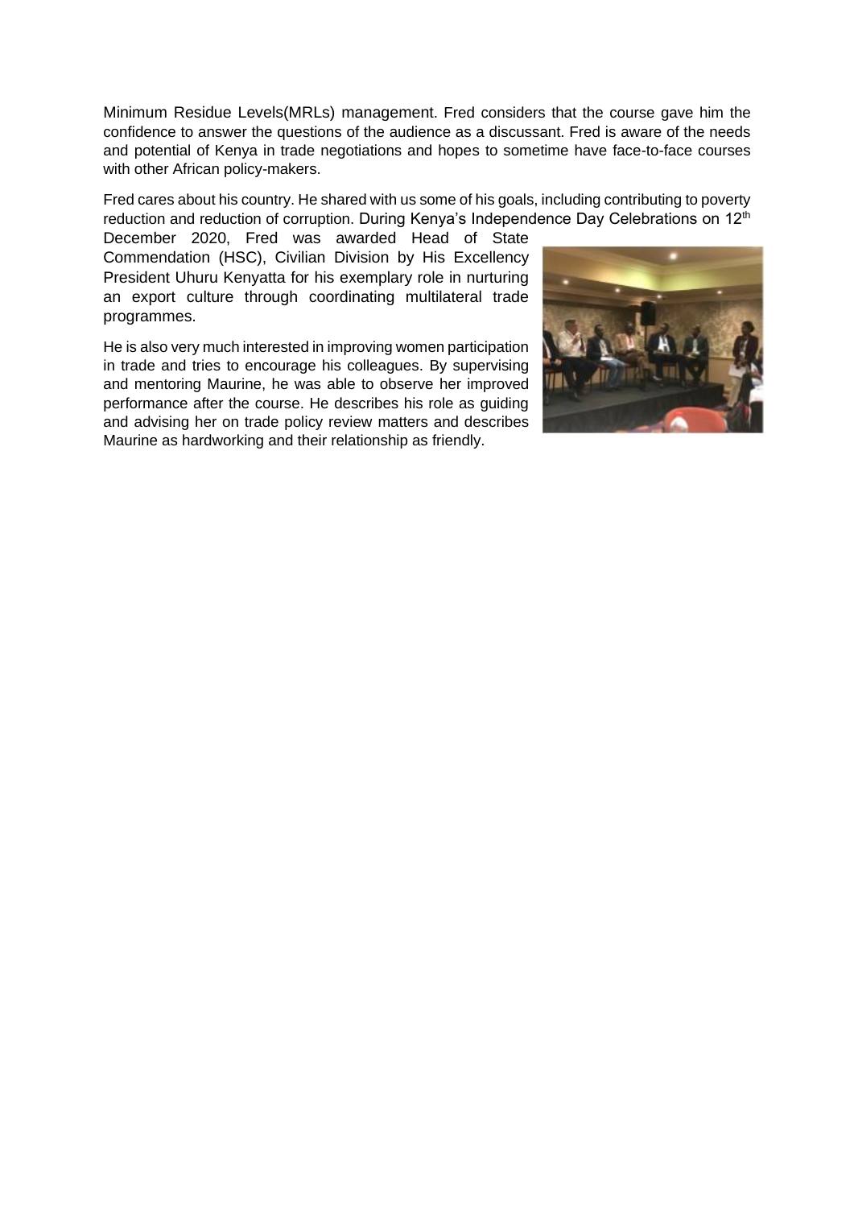Minimum Residue Levels(MRLs) management. Fred considers that the course gave him the confidence to answer the questions of the audience as a discussant. Fred is aware of the needs and potential of Kenya in trade negotiations and hopes to sometime have face-to-face courses with other African policy-makers.

Fred cares about his country. He shared with us some of his goals, including contributing to poverty reduction and reduction of corruption. During Kenya's Independence Day Celebrations on 12th December 2020, Fred was awarded Head of State Commendation (HSC), Civilian Division by His Excellency President Uhuru Kenyatta for his exemplary role in nurturing an export culture through coordinating multilateral trade programmes.

He is also very much interested in improving women participation in trade and tries to encourage his colleagues. By supervising and mentoring Maurine, he was able to observe her improved performance after the course. He describes his role as guiding and advising her on trade policy review matters and describes Maurine as hardworking and their relationship as friendly.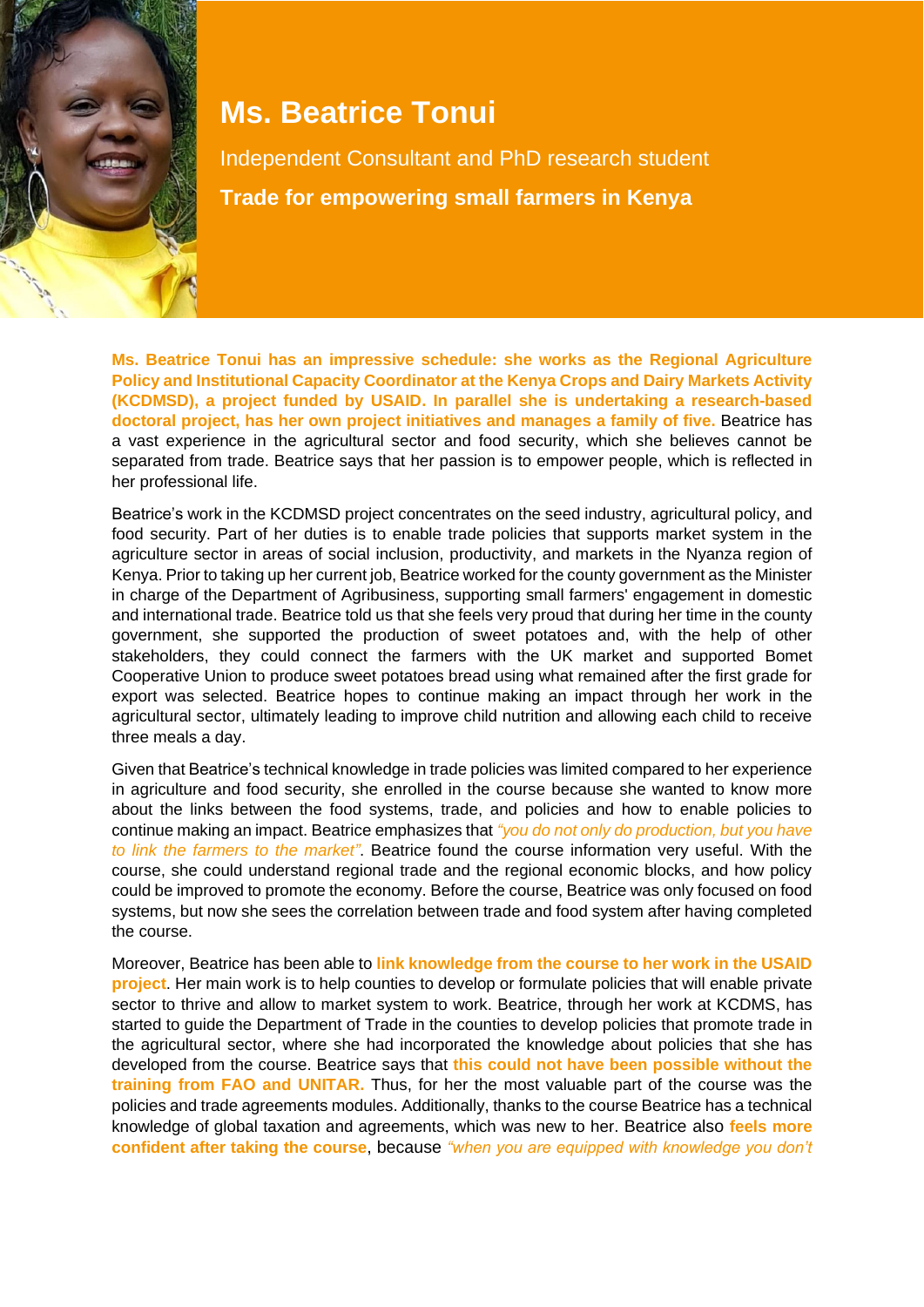# Ms. Beatrice Tonui

Independent Consultant and PhD research student

**Trade for empowering small farmers in Kenya**

**Ms. Beatrice Tonui has an impressive schedule: she works as the Regional Agriculture Policy and Institutional Capacity Coordinator at the Kenya Crops and Dairy Markets Activity (KCDMSD), a project funded by USAID. In parallel she is undertaking a research-based doctoral project, has her own project initiatives and manages a family of five.** Beatrice has a vast experience in the agricultural sector and food security, which she believes cannot be separated from trade. Beatrice says that her passion is to empower people, which is reflected in her professional life.

Beatrice's work in the KCDMSD project concentrates on the seed industry, agricultural policy, and food security. Part of her duties is to enable trade policies that supports market system in the agriculture sector in areas of social inclusion, productivity, and markets in the Nyanza region of Kenya. Prior to taking up her current job, Beatrice worked for the county government as the Minister in charge of the Department of Agribusiness, supporting small farmers' engagement in domestic and international trade. Beatrice told us that she feels very proud that during her time in the county government, she supported the production of sweet potatoes and, with the help of other stakeholders, they could connect the farmers with the UK market and supported Bomet Cooperative Union to produce sweet potatoes bread using what remained after the first grade for export was selected. Beatrice hopes to continue making an impact through her work in the agricultural sector, ultimately leading to improve child nutrition and allowing each child to receive three meals a day.

Given that Beatrice's technical knowledge in trade policies was limited compared to her experience in agriculture and food security, she enrolled in the course because she wanted to know more about the links between the food systems, trade, and policies and how to enable policies to continue making an impact. Beatrice emphasizes that *"you do not only do production, but you have to link the farmers to the market"*. Beatrice found the course information very useful. With the course, she could understand regional trade and the regional economic blocks, and how policy could be improved to promote the economy. Before the course, Beatrice was only focused on food systems, but now she sees the correlation between trade and food system after having completed the course.

Moreover, Beatrice has been able to **link knowledge from the course to her work in the USAID project**. Her main work is to help counties to develop or formulate policies that will enable private sector to thrive and allow to market system to work. Beatrice, through her work at KCDMS, has started to guide the Department of Trade in the counties to develop policies that promote trade in the agricultural sector, where she had incorporated the knowledge about policies that she has developed from the course. Beatrice says that **this could not have been possible without the training from FAO and UNITAR.** Thus, for her the most valuable part of the course was the policies and trade agreements modules. Additionally, thanks to the course Beatrice has a technical knowledge of global taxation and agreements, which was new to her. Beatrice also **feels more confident after taking the course**, because *"when you are equipped with knowledge you don't*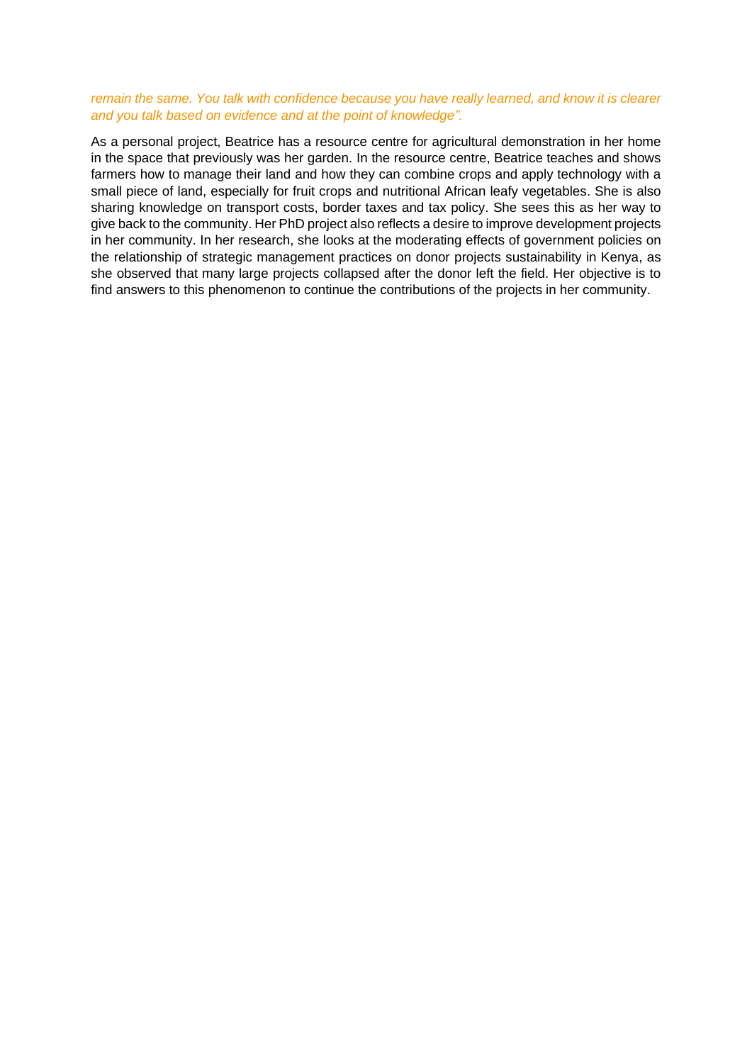*remain the same. You talk with confidence because you have really learned, and know it is clearer and you talk based on evidence and at the point of knowledge".*

As a personal project, Beatrice has a resource centre for agricultural demonstration in her home in the space that previously was her garden. In the resource centre, Beatrice teaches and shows farmers how to manage their land and how they can combine crops and apply technology with a small piece of land, especially for fruit crops and nutritional African leafy vegetables. She is also sharing knowledge on transport costs, border taxes and tax policy. She sees this as her way to give back to the community. Her PhD project also reflects a desire to improve development projects in her community. In her research, she looks at the moderating effects of government policies on the relationship of strategic management practices on donor projects sustainability in Kenya, as she observed that many large projects collapsed after the donor left the field. Her objective is to find answers to this phenomenon to continue the contributions of the projects in her community.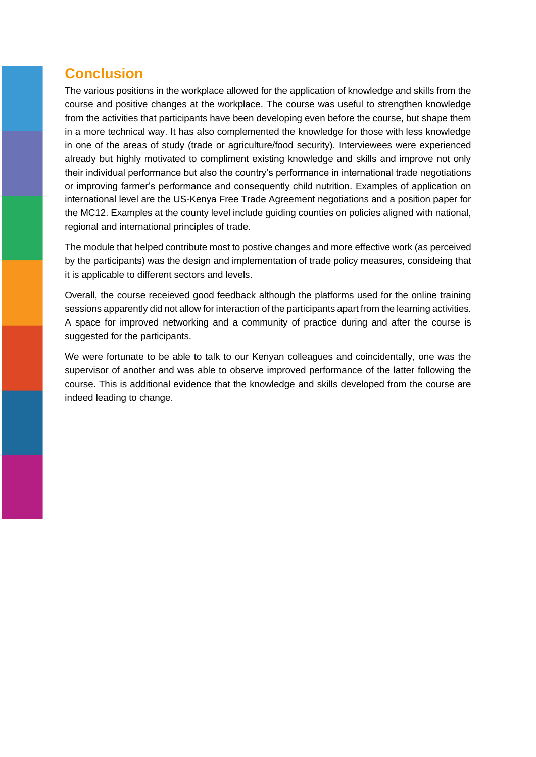## Conclusion

The various positions in the workplace allowed for the application of knowledge and skills from the course and positive changes at the workplace. The course was useful to strengthen knowledge from the activities that participants have been developing even before the course, but shape them in a more technical way. It has also complemented the knowledge for those with less knowledge in one of the areas of study (trade or agriculture/food security). Interviewees were experienced already but highly motivated to compliment existing knowledge and skills and improve not only their individual performance but also the country's performance in international trade negotiations or improving farmer's performance and consequently child nutrition. Examples of application on international level are the US-Kenya Free Trade Agreement negotiations and a position paper for the MC12. Examples at the county level include guiding counties on policies aligned with national, regional and international principles of trade.

The module that helped contribute most to postive changes and more effective work (as perceived by the participants) was the design and implementation of trade policy measures, consideing that it is applicable to different sectors and levels.

Overall, the course receieved good feedback although the platforms used for the online training sessions apparently did not allow for interaction of the participants apart from the learning activities. A space for improved networking and a community of practice during and after the course is suggested for the participants.

We were fortunate to be able to talk to our Kenyan colleagues and coincidentally, one was the supervisor of another and was able to observe improved performance of the latter following the course. This is additional evidence that the knowledge and skills developed from the course are indeed leading to change.